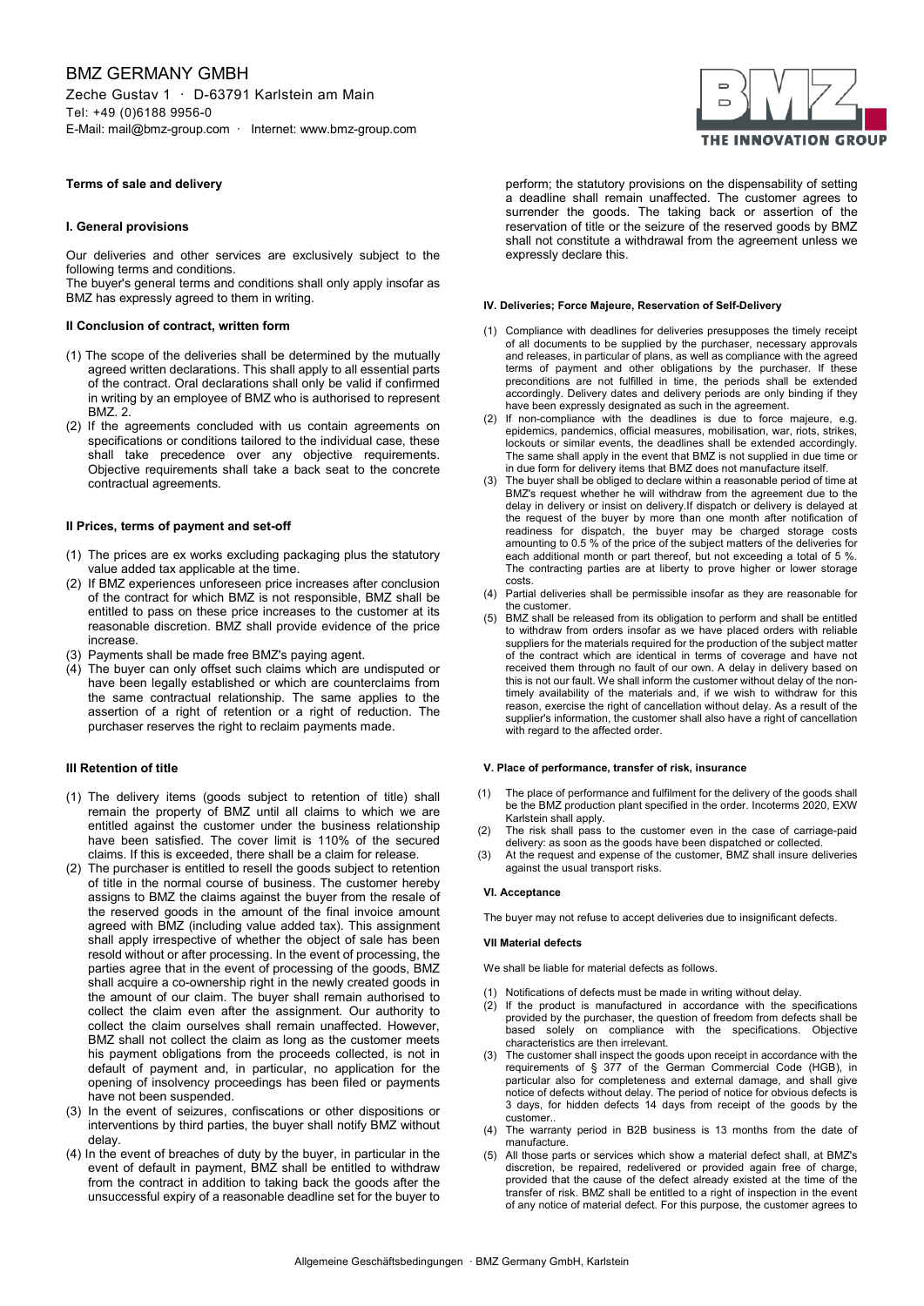# BMZ GERMANY GMBH

Zeche Gustav 1 · D-63791 Karlstein am Main
Tel: +49 (0)6188 9956-0
E-Mail: mail@bmz-group.com · Internet: www.bmz-group.com

**Terms of sale and delivery**

**I. General provisions**

Our deliveries and other services are exclusively subject to the following terms and conditions.
The buyer's general terms and conditions shall only apply insofar as BMZ has expressly agreed to them in writing.

**II Conclusion of contract, written form**

(1) The scope of the deliveries shall be determined by the mutually agreed written declarations. This shall apply to all essential parts of the contract. Oral declarations shall only be valid if confirmed in writing by an employee of BMZ who is authorised to represent BMZ. 2.

(2) If the agreements concluded with us contain agreements on specifications or conditions tailored to the individual case, these shall take precedence over any objective requirements. Objective requirements shall take a back seat to the concrete contractual agreements.

**II Prices, terms of payment and set-off**

(1) The prices are ex works excluding packaging plus the statutory value added tax applicable at the time.

(2) If BMZ experiences unforeseen price increases after conclusion of the contract for which BMZ is not responsible, BMZ shall be entitled to pass on these price increases to the customer at its reasonable discretion. BMZ shall provide evidence of the price increase.

(3) Payments shall be made free BMZ's paying agent.

(4) The buyer can only offset such claims which are undisputed or have been legally established or which are counterclaims from the same contractual relationship. The same applies to the assertion of a right of retention or a right of reduction. The purchaser reserves the right to reclaim payments made.

**III Retention of title**

(1) The delivery items (goods subject to retention of title) shall remain the property of BMZ until all claims to which we are entitled against the customer under the business relationship have been satisfied. The cover limit is 110% of the secured claims. If this is exceeded, there shall be a claim for release.

(2) The purchaser is entitled to resell the goods subject to retention of title in the normal course of business. The customer hereby assigns to BMZ the claims against the buyer from the resale of the reserved goods in the amount of the final invoice amount agreed with BMZ (including value added tax). This assignment shall apply irrespective of whether the object of sale has been resold without or after processing. In the event of processing, the parties agree that in the event of processing of the goods, BMZ shall acquire a co-ownership right in the newly created goods in the amount of our claim. The buyer shall remain authorised to collect the claim even after the assignment. Our authority to collect the claim ourselves shall remain unaffected. However, BMZ shall not collect the claim as long as the customer meets his payment obligations from the proceeds collected, is not in default of payment and, in particular, no application for the opening of insolvency proceedings has been filed or payments have not been suspended.

(3) In the event of seizures, confiscations or other dispositions or interventions by third parties, the buyer shall notify BMZ without delay.

(4) In the event of breaches of duty by the buyer, in particular in the event of default in payment, BMZ shall be entitled to withdraw from the contract in addition to taking back the goods after the unsuccessful expiry of a reasonable deadline set for the buyer to perform; the statutory provisions on the dispensability of setting a deadline shall remain unaffected. The customer agrees to surrender the goods. The taking back or assertion of the reservation of title or the seizure of the reserved goods by BMZ shall not constitute a withdrawal from the agreement unless we expressly declare this.

**IV. Deliveries; Force Majeure, Reservation of Self-Delivery**

(1) Compliance with deadlines for deliveries presupposes the timely receipt of all documents to be supplied by the purchaser, necessary approvals and releases, in particular of plans, as well as compliance with the agreed terms of payment and other obligations by the purchaser. If these preconditions are not fulfilled in time, the periods shall be extended accordingly. Delivery dates and delivery periods are only binding if they have been expressly designated as such in the agreement.

(2) If non-compliance with the deadlines is due to force majeure, e.g. epidemics, pandemics, official measures, mobilisation, war, riots, strikes, lockouts or similar events, the deadlines shall be extended accordingly. The same shall apply in the event that BMZ is not supplied in due time or in due form for delivery items that BMZ does not manufacture itself.

(3) The buyer shall be obliged to declare within a reasonable period of time at BMZ's request whether he will withdraw from the agreement due to the delay in delivery or insist on delivery.If dispatch or delivery is delayed at the request of the buyer by more than one month after notification of readiness for dispatch, the buyer may be charged storage costs amounting to 0.5 % of the price of the subject matters of the deliveries for each additional month or part thereof, but not exceeding a total of 5 %. The contracting parties are at liberty to prove higher or lower storage costs.

(4) Partial deliveries shall be permissible insofar as they are reasonable for the customer.

(5) BMZ shall be released from its obligation to perform and shall be entitled to withdraw from orders insofar as we have placed orders with reliable suppliers for the materials required for the production of the subject matter of the contract which are identical in terms of coverage and have not received them through no fault of our own. A delay in delivery based on this is not our fault. We shall inform the customer without delay of the non-timely availability of the materials and, if we wish to withdraw for this reason, exercise the right of cancellation without delay. As a result of the supplier's information, the customer shall also have a right of cancellation with regard to the affected order.

**V. Place of performance, transfer of risk, insurance**

(1) The place of performance and fulfilment for the delivery of the goods shall be the BMZ production plant specified in the order. Incoterms 2020, EXW Karlstein shall apply.

(2) The risk shall pass to the customer even in the case of carriage-paid delivery: as soon as the goods have been dispatched or collected.

(3) At the request and expense of the customer, BMZ shall insure deliveries against the usual transport risks.

**VI. Acceptance**

The buyer may not refuse to accept deliveries due to insignificant defects.

**VII Material defects**

We shall be liable for material defects as follows.

(1) Notifications of defects must be made in writing without delay.

(2) If the product is manufactured in accordance with the specifications provided by the purchaser, the question of freedom from defects shall be based solely on compliance with the specifications. Objective characteristics are then irrelevant.

(3) The customer shall inspect the goods upon receipt in accordance with the requirements of § 377 of the German Commercial Code (HGB), in particular also for completeness and external damage, and shall give notice of defects without delay. The period of notice for obvious defects is 3 days, for hidden defects 14 days from receipt of the goods by the customer..

(4) The warranty period in B2B business is 13 months from the date of manufacture.

(5) All those parts or services which show a material defect shall, at BMZ's discretion, be repaired, redelivered or provided again free of charge, provided that the cause of the defect already existed at the time of the transfer of risk. BMZ shall be entitled to a right of inspection in the event of any notice of material defect. For this purpose, the customer agrees to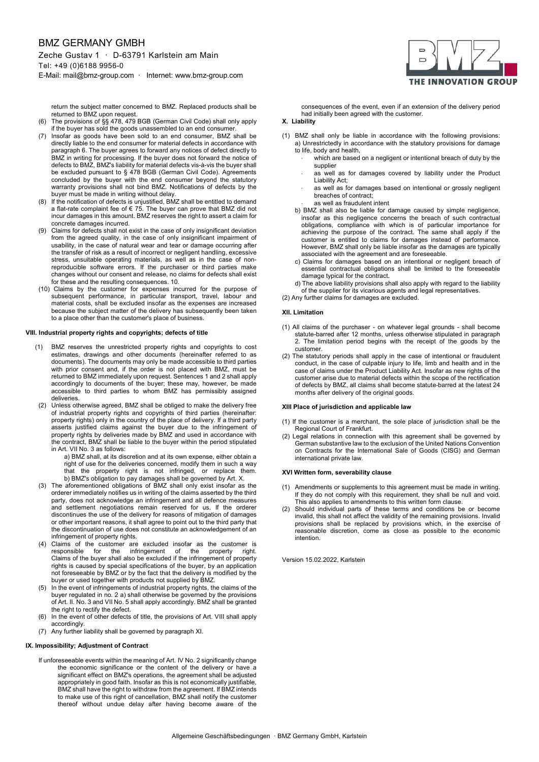return the subject matter concerned to BMZ. Replaced products shall be returned to BMZ upon request.

(6) The provisions of §§ 478, 479 BGB (German Civil Code) shall only apply if the buyer has sold the goods unassembled to an end consumer.

(7) Insofar as goods have been sold to an end consumer, BMZ shall be directly liable to the end consumer for material defects in accordance with paragraph 6. The buyer agrees to forward any notices of defect directly to BMZ in writing for processing. If the buyer does not forward the notice of defects to BMZ, BMZ's liability for material defects vis-à-vis the buyer shall be excluded pursuant to § 478 BGB (German Civil Code). Agreements concluded by the buyer with the end consumer beyond the statutory warranty provisions shall not bind BMZ. Notifications of defects by the buyer must be made in writing without delay.

(8) If the notification of defects is unjustified, BMZ shall be entitled to demand a flat-rate complaint fee of € 75. The buyer can prove that BMZ did not incur damages in this amount. BMZ reserves the right to assert a claim for concrete damages incurred.

(9) Claims for defects shall not exist in the case of only insignificant deviation from the agreed quality, in the case of only insignificant impairment of usability, in the case of natural wear and tear or damage occurring after the transfer of risk as a result of incorrect or negligent handling, excessive stress, unsuitable operating materials, as well as in the case of non-reproducible software errors. If the purchaser or third parties make changes without our consent and release, no claims for defects shall exist for these and the resulting consequences. 10.

(10) Claims by the customer for expenses incurred for the purpose of subsequent performance, in particular transport, travel, labour and material costs, shall be excluded insofar as the expenses are increased because the subject matter of the delivery has subsequently been taken to a place other than the customer's place of business.

#### VIII. Industrial property rights and copyrights; defects of title

(1) BMZ reserves the unrestricted property rights and copyrights to cost estimates, drawings and other documents (hereinafter referred to as documents). The documents may only be made accessible to third parties with prior consent and, if the order is not placed with BMZ, must be returned to BMZ immediately upon request. Sentences 1 and 2 shall apply accordingly to documents of the buyer; these may, however, be made accessible to third parties to whom BMZ has permissibly assigned deliveries.

(2) Unless otherwise agreed, BMZ shall be obliged to make the delivery free of industrial property rights and copyrights of third parties (hereinafter: property rights) only in the country of the place of delivery. If a third party asserts justified claims against the buyer due to the infringement of property rights by deliveries made by BMZ and used in accordance with the contract, BMZ shall be liable to the buyer within the period stipulated in Art. VII No. 3 as follows:

a) BMZ shall, at its discretion and at its own expense, either obtain a right of use for the deliveries concerned, modify them in such a way that the property right is not infringed, or replace them.
b) BMZ's obligation to pay damages shall be governed by Art. X.

(3) The aforementioned obligations of BMZ shall only exist insofar as the orderer immediately notifies us in writing of the claims asserted by the third party, does not acknowledge an infringement and all defence measures and settlement negotiations remain reserved for us. If the orderer discontinues the use of the delivery for reasons of mitigation of damages or other important reasons, it shall agree to point out to the third party that the discontinuation of use does not constitute an acknowledgement of an infringement of property rights.

(4) Claims of the customer are excluded insofar as the customer is responsible for the infringement of the property right. Claims of the buyer shall also be excluded if the infringement of property rights is caused by special specifications of the buyer, by an application not foreseeable by BMZ or by the fact that the delivery is modified by the buyer or used together with products not supplied by BMZ.

(5) In the event of infringements of industrial property rights, the claims of the buyer regulated in no. 2 a) shall otherwise be governed by the provisions of Art. II. No. 3 and VII No. 5 shall apply accordingly. BMZ shall be granted the right to rectify the defect.

(6) In the event of other defects of title, the provisions of Art. VIII shall apply accordingly.

(7) Any further liability shall be governed by paragraph XI.

#### IX. Impossibility; Adjustment of Contract

If unforeseeable events within the meaning of Art. IV No. 2 significantly change the economic significance or the content of the delivery or have a significant effect on BMZ's operations, the agreement shall be adjusted appropriately in good faith. Insofar as this is not economically justifiable, BMZ shall have the right to withdraw from the agreement. If BMZ intends to make use of this right of cancellation, BMZ shall notify the customer thereof without undue delay after having become aware of the consequences of the event, even if an extension of the delivery period had initially been agreed with the customer.

#### X. Liability

(1) BMZ shall only be liable in accordance with the following provisions:
a) Unrestrictedly in accordance with the statutory provisions for damage to life, body and health,
- which are based on a negligent or intentional breach of duty by the supplier
- as well as for damages covered by liability under the Product Liability Act;
- as well as for damages based on intentional or grossly negligent breaches of contract;
- as well as fraudulent intent

b) BMZ shall also be liable for damage caused by simple negligence, insofar as this negligence concerns the breach of such contractual obligations, compliance with which is of particular importance for achieving the purpose of the contract. The same shall apply if the customer is entitled to claims for damages instead of performance. However, BMZ shall only be liable insofar as the damages are typically associated with the agreement and are foreseeable.
c) Claims for damages based on an intentional or negligent breach of essential contractual obligations shall be limited to the foreseeable damage typical for the contract.
d) The above liability provisions shall also apply with regard to the liability of the supplier for its vicarious agents and legal representatives.

(2) Any further claims for damages are excluded.

#### XII. Limitation

(1) All claims of the purchaser - on whatever legal grounds - shall become statute-barred after 12 months, unless otherwise stipulated in paragraph 2. The limitation period begins with the receipt of the goods by the customer.

(2) The statutory periods shall apply in the case of intentional or fraudulent conduct, in the case of culpable injury to life, limb and health and in the case of claims under the Product Liability Act. Insofar as new rights of the customer arise due to material defects within the scope of the rectification of defects by BMZ, all claims shall become statute-barred at the latest 24 months after delivery of the original goods.

#### XIII Place of jurisdiction and applicable law

(1) If the customer is a merchant, the sole place of jurisdiction shall be the Regional Court of Frankfurt.

(2) Legal relations in connection with this agreement shall be governed by German substantive law to the exclusion of the United Nations Convention on Contracts for the International Sale of Goods (CISG) and German international private law.

#### XVI Written form, severability clause

(1) Amendments or supplements to this agreement must be made in writing. If they do not comply with this requirement, they shall be null and void. This also applies to amendments to this written form clause.

(2) Should individual parts of these terms and conditions be or become invalid, this shall not affect the validity of the remaining provisions. Invalid provisions shall be replaced by provisions which, in the exercise of reasonable discretion, come as close as possible to the economic intention.

Version 15.02.2022, Karlstein